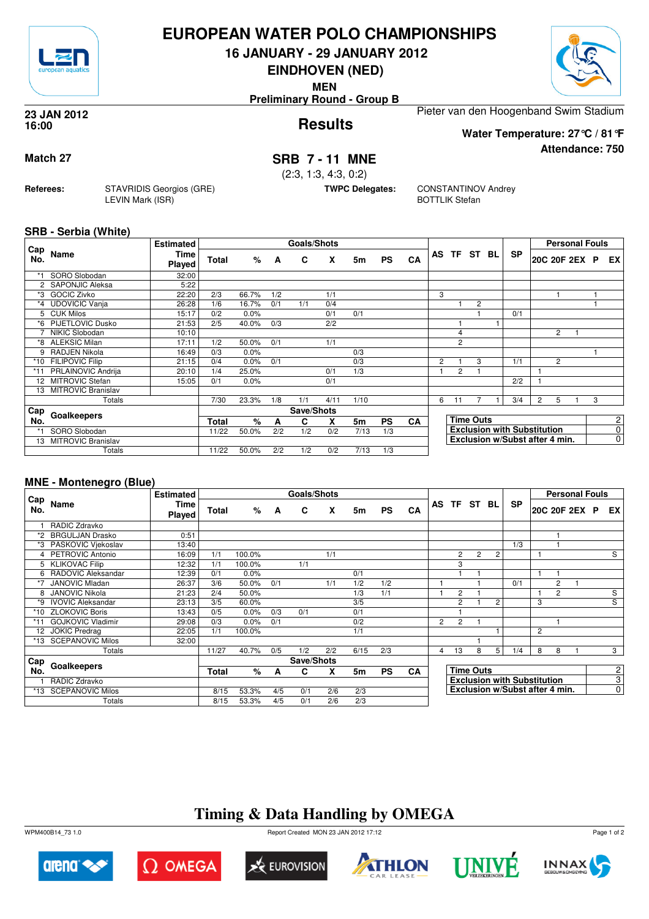# EUROPEAN WATER POLO CHAMPIONSHIPS

## 16 JANUARY - 29 JANUARY 2012

## EINDHOVEN (NED)

**MEN**

**Preliminary Round - Group B**

**23 JAN 2012**
**16:00**

## Results

Pieter van den Hoogenband Swim Stadium

**Water Temperature: 27°C / 81°F**

**Attendance: 750**

**Match 27**

## SRB 7 - 11 MNE

(2:3, 1:3, 4:3, 0:2)

**Referees:** STAVRIDIS Georgios (GRE), LEVIN Mark (ISR)

**TWPC Delegates:** CONSTANTINOV Andrey, BOTTLIK Stefan

### SRB - Serbia (White)

| Cap No. | Name | Estimated Time Played | Total | % | A | C | X | 5m | PS | CA | AS | TF | ST | BL | SP | 20C | 20F | 2EX | P | EX |
|---|---|---|---|---|---|---|---|---|---|---|---|---|---|---|---|---|---|---|---|---|
| *1 | SORO Slobodan | 32:00 | | | | | | | | | | | | | | | | | | |
| 2 | SAPONJIC Aleksa | 5:22 | | | | | | | | | | | | | | | | | | |
| *3 | GOCIC Zivko | 22:20 | 2/3 | 66.7% | 1/2 | | 1/1 | | | | 3 | | | | | | 1 | | 1 | |
| *4 | UDOVICIC Vanja | 26:28 | 1/6 | 16.7% | 0/1 | 1/1 | 0/4 | | | | | 1 | 2 | | | | | | 1 | |
| 5 | CUK Milos | 15:17 | 0/2 | 0.0% | | | 0/1 | 0/1 | | | | | 1 | | 0/1 | | | | | |
| *6 | PIJETLOVIC Dusko | 21:53 | 2/5 | 40.0% | 0/3 | | 2/2 | | | | | 1 | | 1 | | | | | | |
| 7 | NIKIC Slobodan | 10:10 | | | | | | | | | | 4 | | | | | 2 | 1 | | |
| *8 | ALEKSIC Milan | 17:11 | 1/2 | 50.0% | 0/1 | | 1/1 | | | | | 2 | | | | | | | | |
| 9 | RADJEN Nikola | 16:49 | 0/3 | 0.0% | | | | 0/3 | | | | | | | | | | | 1 | |
| *10 | FILIPOVIC Filip | 21:15 | 0/4 | 0.0% | 0/1 | | | 0/3 | | | 2 | 1 | 3 | | 1/1 | | 2 | | | |
| *11 | PRLAINOVIC Andrija | 20:10 | 1/4 | 25.0% | | | 0/1 | 1/3 | | | 1 | 2 | 1 | | | 1 | | | | |
| 12 | MITROVIC Stefan | 15:05 | 0/1 | 0.0% | | | 0/1 | | | | | | | | 2/2 | 1 | | | | |
| 13 | MITROVIC Branislav | | | | | | | | | | | | | | | | | | | |
| | Totals | | 7/30 | 23.3% | 1/8 | 1/1 | 4/11 | 1/10 | | | 6 | 11 | 7 | 1 | 3/4 | 2 | 5 | 1 | 3 | |

| Cap No. | Goalkeepers | Total | % | A | C | X | 5m | PS | CA |
|---|---|---|---|---|---|---|---|---|---|
| *1 | SORO Slobodan | 11/22 | 50.0% | 2/2 | 1/2 | 0/2 | 7/13 | 1/3 | |
| 13 | MITROVIC Branislav | | | | | | | | |
| | Totals | 11/22 | 50.0% | 2/2 | 1/2 | 0/2 | 7/13 | 1/3 | |

| | |
|---|---|
| Time Outs | 2 |
| Exclusion with Substitution | 0 |
| Exclusion w/Subst after 4 min. | 0 |

### MNE - Montenegro (Blue)

| Cap No. | Name | Estimated Time Played | Total | % | A | C | X | 5m | PS | CA | AS | TF | ST | BL | SP | 20C | 20F | 2EX | P | EX |
|---|---|---|---|---|---|---|---|---|---|---|---|---|---|---|---|---|---|---|---|---|
| 1 | RADIC Zdravko | | | | | | | | | | | | | | | | | | | |
| *2 | BRGULJAN Drasko | 0:51 | | | | | | | | | | | | | | | 1 | | | |
| *3 | PASKOVIC Vjekoslav | 13:40 | | | | | | | | | | | | | 1/3 | | 1 | | | |
| 4 | PETROVIC Antonio | 16:09 | 1/1 | 100.0% | | | 1/1 | | | | | 2 | 2 | 2 | | 1 | | | | S |
| 5 | KLIKOVAC Filip | 12:32 | 1/1 | 100.0% | | 1/1 | | | | | | 3 | | | | | | | | |
| 6 | RADOVIC Aleksandar | 12:39 | 0/1 | 0.0% | | | | 0/1 | | | | 1 | 1 | | | 1 | 1 | | | |
| *7 | JANOVIC Mladan | 26:37 | 3/6 | 50.0% | 0/1 | | 1/1 | 1/2 | 1/2 | | 1 | | 1 | | 0/1 | | 2 | 1 | | |
| 8 | JANOVIC Nikola | 21:23 | 2/4 | 50.0% | | | | 1/3 | 1/1 | | 1 | 2 | 1 | | | 1 | 2 | | | S |
| *9 | IVOVIC Aleksandar | 23:13 | 3/5 | 60.0% | | | | 3/5 | | | | 2 | 1 | 2 | | 3 | | | | S |
| *10 | ZLOKOVIC Boris | 13:43 | 0/5 | 0.0% | 0/3 | 0/1 | | 0/1 | | | | 1 | | | | | | | | |
| *11 | GOJKOVIC Vladimir | 29:08 | 0/3 | 0.0% | 0/1 | | | 0/2 | | | 2 | 2 | 1 | | | | 1 | | | |
| 12 | JOKIC Predrag | 22:05 | 1/1 | 100.0% | | | | 1/1 | | | | | | 1 | | 2 | | | | |
| *13 | SCEPANOVIC Milos | 32:00 | | | | | | | | | | | 1 | | | | | | | |
| | Totals | | 11/27 | 40.7% | 0/5 | 1/2 | 2/2 | 6/15 | 2/3 | | 4 | 13 | 8 | 5 | 1/4 | 8 | 8 | 1 | | 3 |

| Cap No. | Goalkeepers | Total | % | A | C | X | 5m | PS | CA |
|---|---|---|---|---|---|---|---|---|---|
| 1 | RADIC Zdravko | | | | | | | | |
| *13 | SCEPANOVIC Milos | 8/15 | 53.3% | 4/5 | 0/1 | 2/6 | 2/3 | | |
| | Totals | 8/15 | 53.3% | 4/5 | 0/1 | 2/6 | 2/3 | | |

| | |
|---|---|
| Time Outs | 2 |
| Exclusion with Substitution | 3 |
| Exclusion w/Subst after 4 min. | 0 |

## Timing & Data Handling by OMEGA

WPM400B14_73 1.0 — Report Created MON 23 JAN 2012 17:12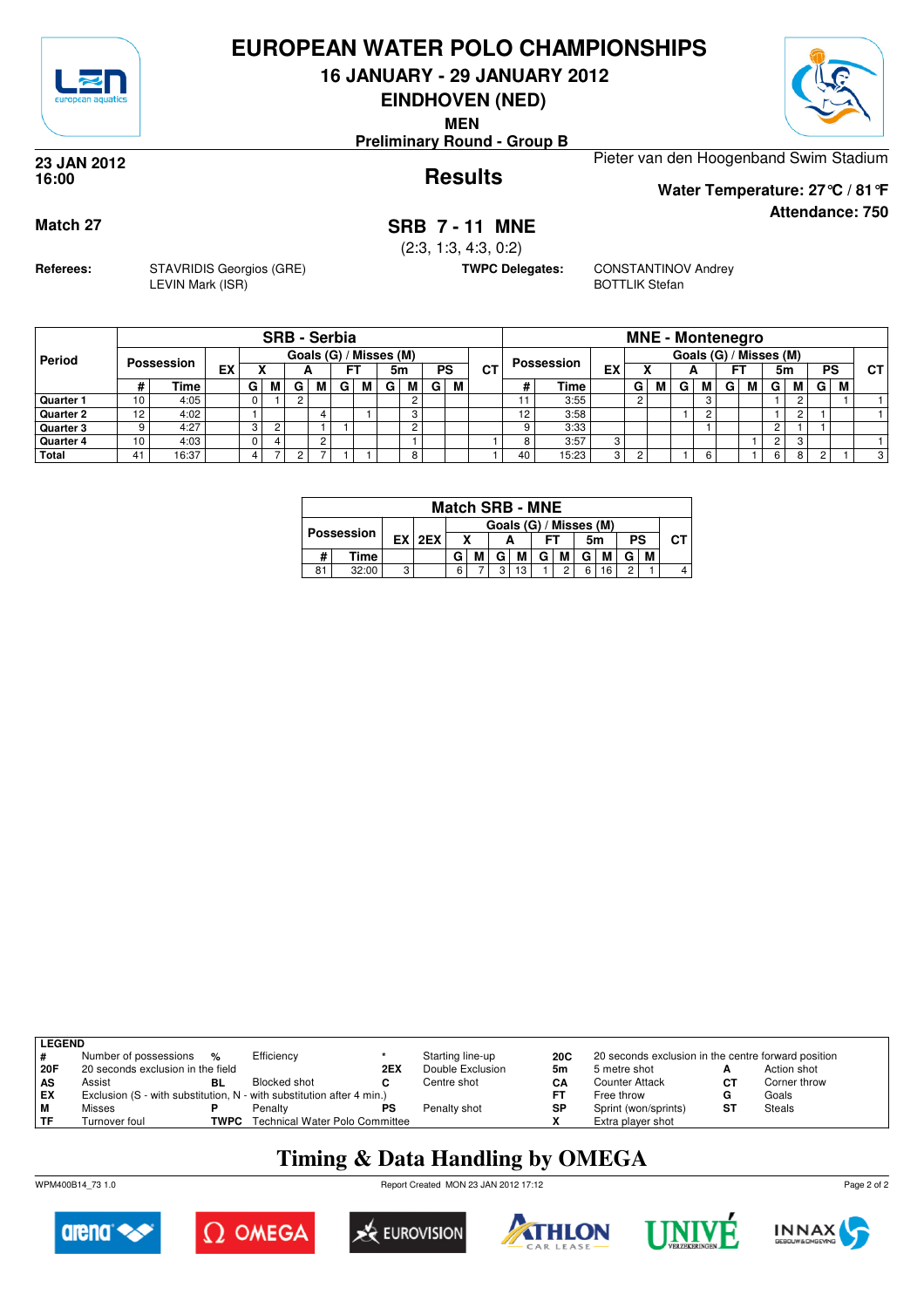# EUROPEAN WATER POLO CHAMPIONSHIPS

**16 JANUARY - 29 JANUARY 2012**

**EINDHOVEN (NED)**

**MEN**

**Preliminary Round - Group B**

**23 JAN 2012**
**16:00**

## Results

Pieter van den Hoogenband Swim Stadium

**Water Temperature: 27°C / 81°F**

**Attendance: 750**

**Match 27**

## SRB 7 - 11 MNE

(2:3, 1:3, 4:3, 0:2)

**Referees:** STAVRIDIS Georgios (GRE), LEVIN Mark (ISR)

**TWPC Delegates:** CONSTANTINOV Andrey, BOTTLIK Stefan

| Period | SRB - Serbia | | | | | | | | | | | | | | | MNE - Montenegro | | | | | | | | | | | | | | |
|---|---|---|---|---|---|---|---|---|---|---|---|---|---|---|---|---|---|---|---|---|---|---|---|---|---|---|---|---|---|---|
| | Possession | | EX | Goals (G) / Misses (M) | | | | | | | | | | CT | Possession | | EX | Goals (G) / Misses (M) | | | | | | | | | | CT |
| | | | | X | | A | | FT | | 5m | | PS | | | | | | X | | A | | FT | | 5m | | PS | | |
| | # | Time | | G | M | G | M | G | M | G | M | G | M | | # | Time | | G | M | G | M | G | M | G | M | G | M | |
| Quarter 1 | 10 | 4:05 | | 0 | 1 | 2 | | | | | 2 | | | | 11 | 3:55 | | 2 | | | 3 | | | 1 | 2 | | 1 | 1 |
| Quarter 2 | 12 | 4:02 | | 1 | | | 4 | | 1 | | 3 | | | | 12 | 3:58 | | | | 1 | 2 | | | 1 | 2 | 1 | | 1 |
| Quarter 3 | 9 | 4:27 | | 3 | 2 | | 1 | 1 | | | 2 | | | | 9 | 3:33 | | | | | 1 | | | 2 | 1 | 1 | | |
| Quarter 4 | 10 | 4:03 | | 0 | 4 | | 2 | | | | 1 | | | 1 | 8 | 3:57 | 3 | | | | | | 1 | 2 | 3 | | | 1 |
| Total | 41 | 16:37 | | 4 | 7 | 2 | 7 | 1 | 1 | | 8 | | | 1 | 40 | 15:23 | 3 | 2 | | 1 | 6 | | 1 | 6 | 8 | 2 | 1 | 3 |

| Match SRB - MNE | | | | | | | | | | | | | | |
|---|---|---|---|---|---|---|---|---|---|---|---|---|---|---|
| Possession | | EX | 2EX | Goals (G) / Misses (M) | | | | | | | | | | CT |
| | | | | X | | A | | FT | | 5m | | PS | | |
| # | Time | | | G | M | G | M | G | M | G | M | G | M | |
| 81 | 32:00 | 3 | | 6 | 7 | 3 | 13 | 1 | 2 | 6 | 16 | 2 | 1 | 4 |

| LEGEND | | | | | | | | | |
|---|---|---|---|---|---|---|---|---|---|
| # | Number of possessions | % | Efficiency | * | Starting line-up | 20C | 20 seconds exclusion in the centre forward position | | |
| 20F | 20 seconds exclusion in the field | | | 2EX | Double Exclusion | 5m | 5 metre shot | A | Action shot |
| AS | Assist | BL | Blocked shot | C | Centre shot | CA | Counter Attack | CT | Corner throw |
| EX | Exclusion (S - with substitution, N - with substitution after 4 min.) | | | | | FT | Free throw | G | Goals |
| M | Misses | P | Penalty | PS | Penalty shot | SP | Sprint (won/sprints) | ST | Steals |
| TF | Turnover foul | TWPC | Technical Water Polo Committee | | | X | Extra player shot | | |

## Timing & Data Handling by OMEGA

WPM400B14_73 1.0 — Report Created MON 23 JAN 2012 17:12